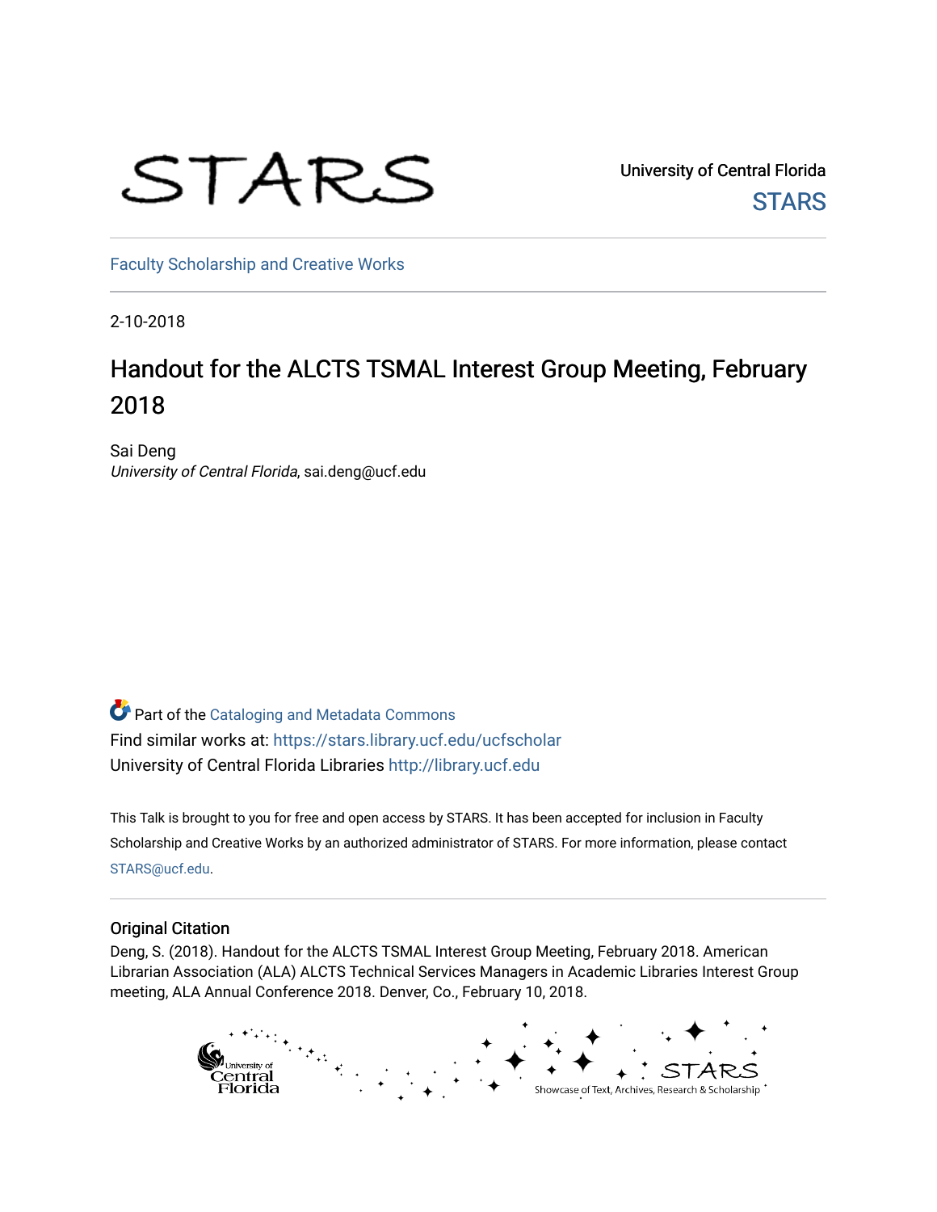STARS

University of Central Florida
STARS

Faculty Scholarship and Creative Works

2-10-2018

# Handout for the ALCTS TSMAL Interest Group Meeting, February 2018

Sai Deng
*University of Central Florida*, sai.deng@ucf.edu

Part of the Cataloging and Metadata Commons
Find similar works at: https://stars.library.ucf.edu/ucfscholar
University of Central Florida Libraries http://library.ucf.edu

This Talk is brought to you for free and open access by STARS. It has been accepted for inclusion in Faculty Scholarship and Creative Works by an authorized administrator of STARS. For more information, please contact STARS@ucf.edu.

## Original Citation

Deng, S. (2018). Handout for the ALCTS TSMAL Interest Group Meeting, February 2018. American Librarian Association (ALA) ALCTS Technical Services Managers in Academic Libraries Interest Group meeting, ALA Annual Conference 2018. Denver, Co., February 10, 2018.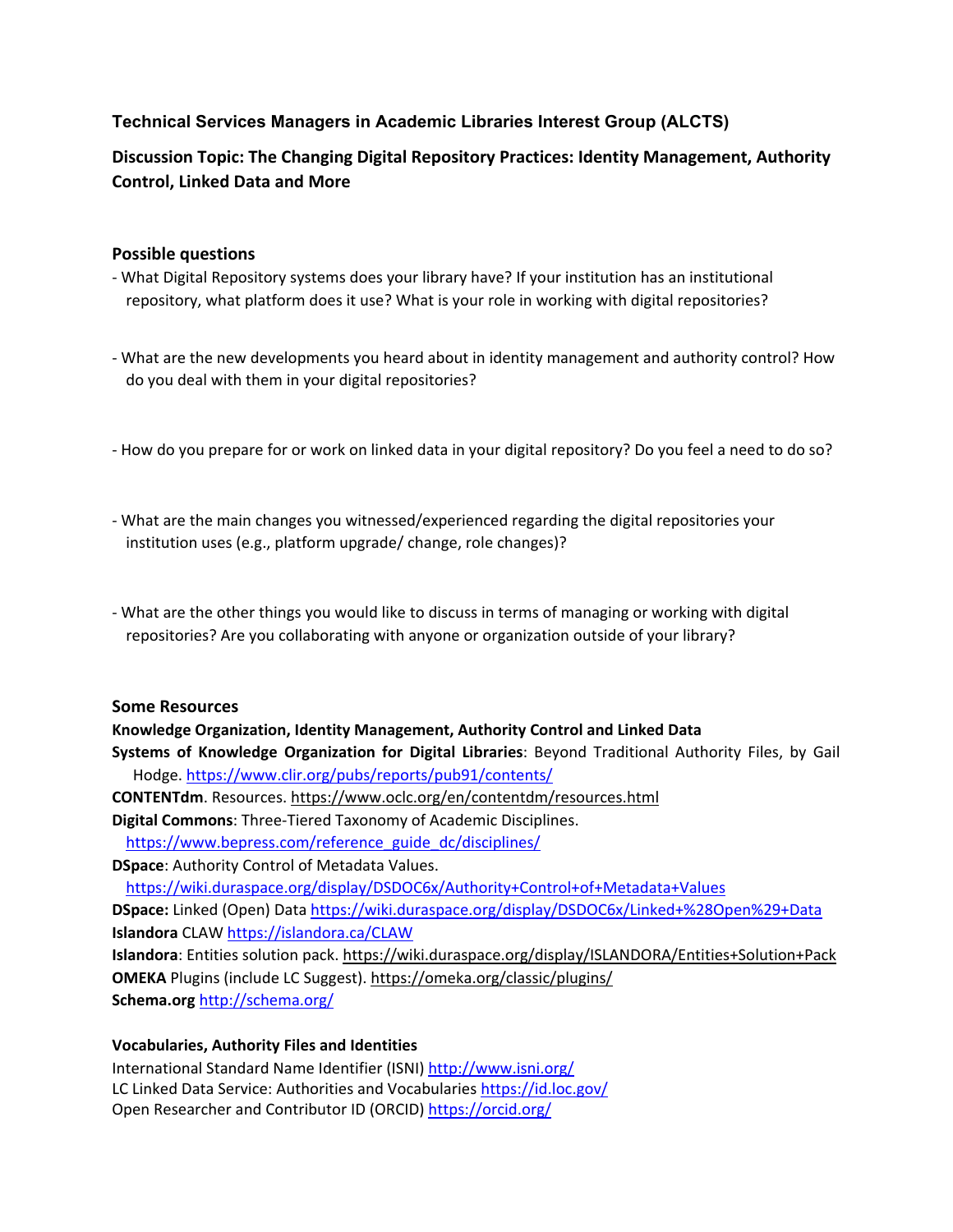### Technical Services Managers in Academic Libraries Interest Group (ALCTS)

### Discussion Topic: The Changing Digital Repository Practices: Identity Management, Authority Control, Linked Data and More

#### Possible questions

- What Digital Repository systems does your library have? If your institution has an institutional repository, what platform does it use? What is your role in working with digital repositories?
- What are the new developments you heard about in identity management and authority control? How do you deal with them in your digital repositories?
- How do you prepare for or work on linked data in your digital repository? Do you feel a need to do so?
- What are the main changes you witnessed/experienced regarding the digital repositories your institution uses (e.g., platform upgrade/ change, role changes)?
- What are the other things you would like to discuss in terms of managing or working with digital repositories? Are you collaborating with anyone or organization outside of your library?

#### Some Resources

**Knowledge Organization, Identity Management, Authority Control and Linked Data**

**Systems of Knowledge Organization for Digital Libraries**: Beyond Traditional Authority Files, by Gail Hodge. https://www.clir.org/pubs/reports/pub91/contents/

**CONTENTdm**. Resources. https://www.oclc.org/en/contentdm/resources.html

**Digital Commons**: Three-Tiered Taxonomy of Academic Disciplines. https://www.bepress.com/reference_guide_dc/disciplines/

**DSpace**: Authority Control of Metadata Values. https://wiki.duraspace.org/display/DSDOC6x/Authority+Control+of+Metadata+Values

**DSpace:** Linked (Open) Data https://wiki.duraspace.org/display/DSDOC6x/Linked+%28Open%29+Data

**Islandora** CLAW https://islandora.ca/CLAW

**Islandora**: Entities solution pack. https://wiki.duraspace.org/display/ISLANDORA/Entities+Solution+Pack

**OMEKA** Plugins (include LC Suggest). https://omeka.org/classic/plugins/

**Schema.org** http://schema.org/

**Vocabularies, Authority Files and Identities**

International Standard Name Identifier (ISNI) http://www.isni.org/

LC Linked Data Service: Authorities and Vocabularies https://id.loc.gov/

Open Researcher and Contributor ID (ORCID) https://orcid.org/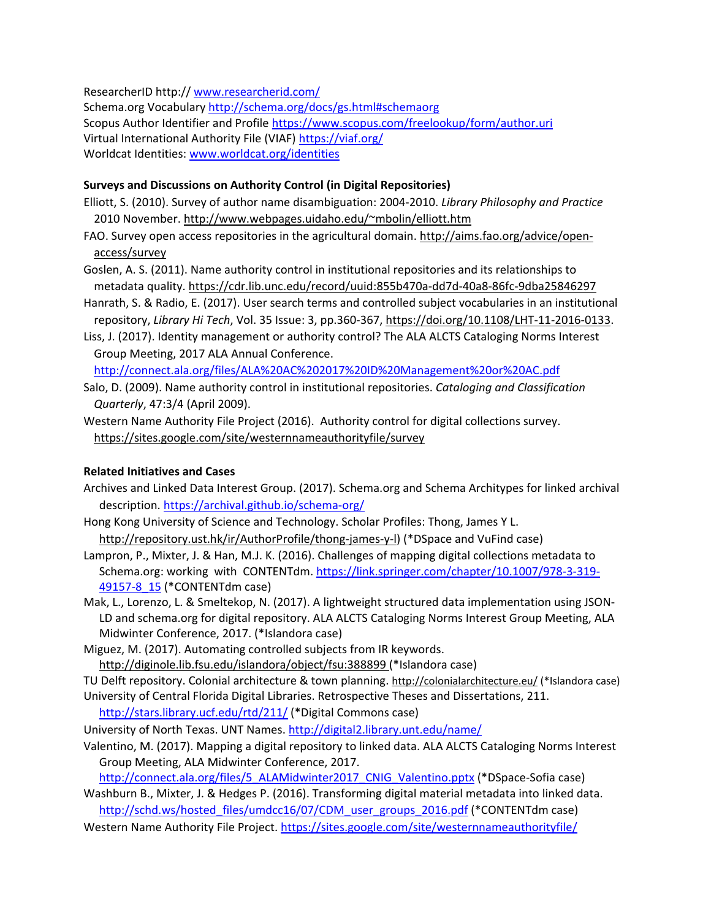ResearcherID http:// www.researcherid.com/
Schema.org Vocabulary http://schema.org/docs/gs.html#schemaorg
Scopus Author Identifier and Profile https://www.scopus.com/freelookup/form/author.uri
Virtual International Authority File (VIAF) https://viaf.org/
Worldcat Identities: www.worldcat.org/identities

**Surveys and Discussions on Authority Control (in Digital Repositories)**

Elliott, S. (2010). Survey of author name disambiguation: 2004-2010. *Library Philosophy and Practice* 2010 November. http://www.webpages.uidaho.edu/~mbolin/elliott.htm

FAO. Survey open access repositories in the agricultural domain. http://aims.fao.org/advice/open-access/survey

Goslen, A. S. (2011). Name authority control in institutional repositories and its relationships to metadata quality. https://cdr.lib.unc.edu/record/uuid:855b470a-dd7d-40a8-86fc-9dba25846297

Hanrath, S. & Radio, E. (2017). User search terms and controlled subject vocabularies in an institutional repository, *Library Hi Tech*, Vol. 35 Issue: 3, pp.360-367, https://doi.org/10.1108/LHT-11-2016-0133.

Liss, J. (2017). Identity management or authority control? The ALA ALCTS Cataloging Norms Interest Group Meeting, 2017 ALA Annual Conference. http://connect.ala.org/files/ALA%20AC%202017%20ID%20Management%20or%20AC.pdf

Salo, D. (2009). Name authority control in institutional repositories. *Cataloging and Classification Quarterly*, 47:3/4 (April 2009).

Western Name Authority File Project (2016). Authority control for digital collections survey. https://sites.google.com/site/westernnameauthorityfile/survey

**Related Initiatives and Cases**

Archives and Linked Data Interest Group. (2017). Schema.org and Schema Architypes for linked archival description. https://archival.github.io/schema-org/

Hong Kong University of Science and Technology. Scholar Profiles: Thong, James Y L. http://repository.ust.hk/ir/AuthorProfile/thong-james-y-l) (*DSpace and VuFind case)

Lampron, P., Mixter, J. & Han, M.J. K. (2016). Challenges of mapping digital collections metadata to Schema.org: working with CONTENTdm. https://link.springer.com/chapter/10.1007/978-3-319-49157-8_15 (*CONTENTdm case)

Mak, L., Lorenzo, L. & Smeltekop, N. (2017). A lightweight structured data implementation using JSON-LD and schema.org for digital repository. ALA ALCTS Cataloging Norms Interest Group Meeting, ALA Midwinter Conference, 2017. (*Islandora case)

Miguez, M. (2017). Automating controlled subjects from IR keywords. http://diginole.lib.fsu.edu/islandora/object/fsu:388899 (*Islandora case)

TU Delft repository. Colonial architecture & town planning. http://colonialarchitecture.eu/ (*Islandora case)

University of Central Florida Digital Libraries. Retrospective Theses and Dissertations, 211. http://stars.library.ucf.edu/rtd/211/ (*Digital Commons case)

University of North Texas. UNT Names. http://digital2.library.unt.edu/name/

Valentino, M. (2017). Mapping a digital repository to linked data. ALA ALCTS Cataloging Norms Interest Group Meeting, ALA Midwinter Conference, 2017. http://connect.ala.org/files/5_ALAMidwinter2017_CNIG_Valentino.pptx (*DSpace-Sofia case)

Washburn B., Mixter, J. & Hedges P. (2016). Transforming digital material metadata into linked data. http://schd.ws/hosted_files/umdcc16/07/CDM_user_groups_2016.pdf (*CONTENTdm case)

Western Name Authority File Project. https://sites.google.com/site/westernnameauthorityfile/